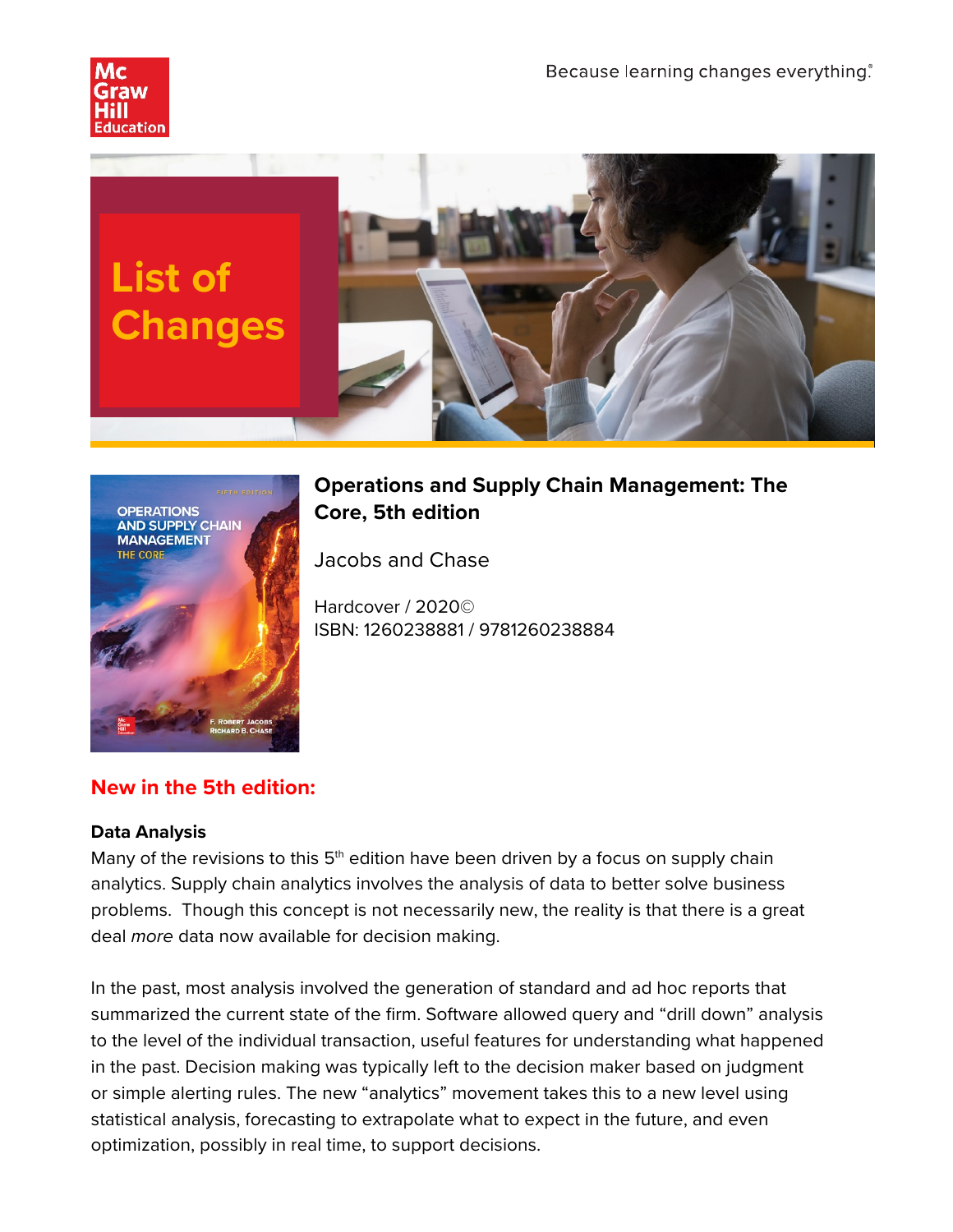Because learning changes everything.®

# List of Changes

## Operations and Supply Chain Management: The Core, 5th edition

Jacobs and Chase

Hardcover / 2020©
ISBN: 1260238881 / 9781260238884

## New in the 5th edition:

### Data Analysis

Many of the revisions to this 5th edition have been driven by a focus on supply chain analytics. Supply chain analytics involves the analysis of data to better solve business problems. Though this concept is not necessarily new, the reality is that there is a great deal *more* data now available for decision making.

In the past, most analysis involved the generation of standard and ad hoc reports that summarized the current state of the firm. Software allowed query and "drill down" analysis to the level of the individual transaction, useful features for understanding what happened in the past. Decision making was typically left to the decision maker based on judgment or simple alerting rules. The new "analytics" movement takes this to a new level using statistical analysis, forecasting to extrapolate what to expect in the future, and even optimization, possibly in real time, to support decisions.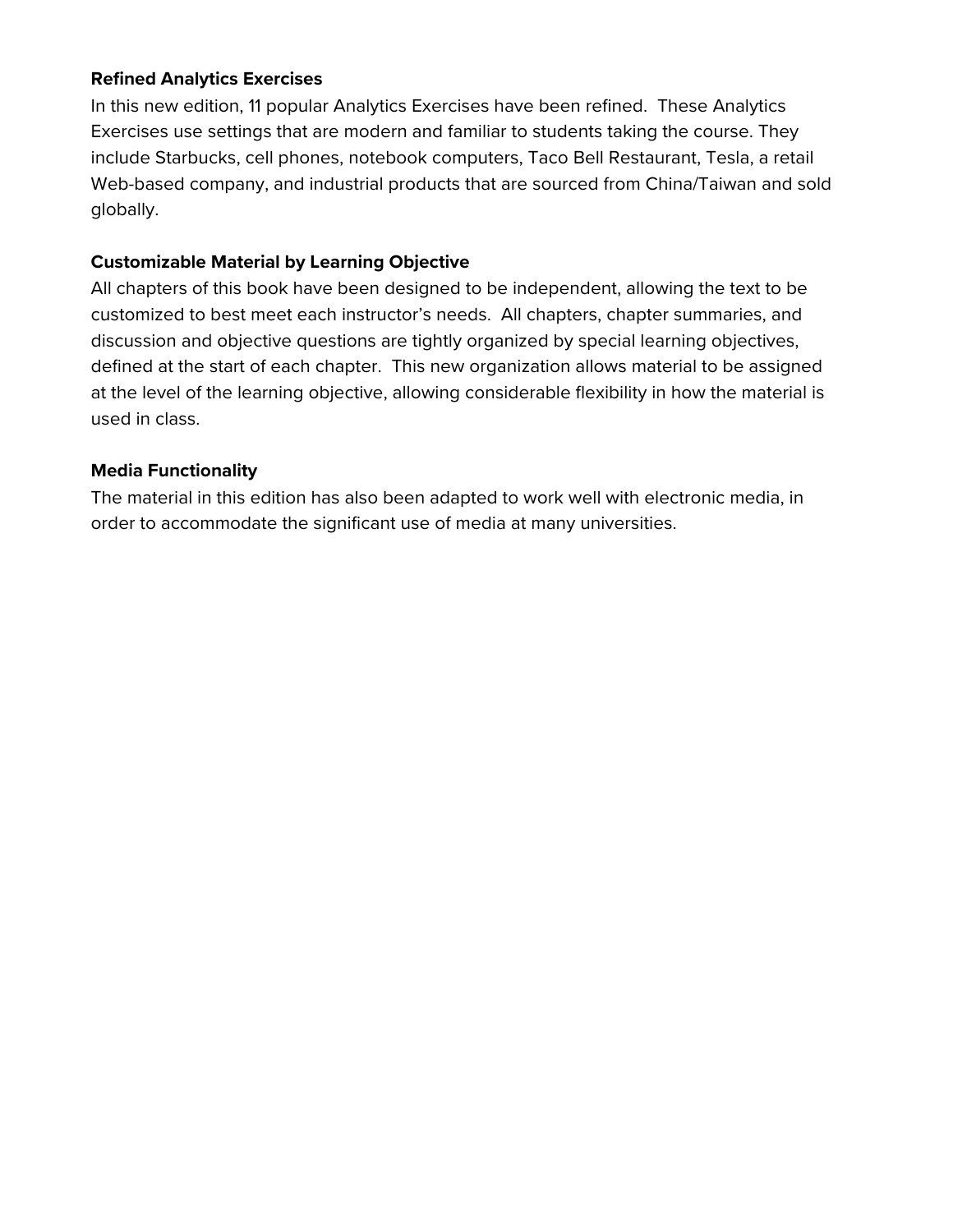**Refined Analytics Exercises**

In this new edition, 11 popular Analytics Exercises have been refined. These Analytics Exercises use settings that are modern and familiar to students taking the course. They include Starbucks, cell phones, notebook computers, Taco Bell Restaurant, Tesla, a retail Web-based company, and industrial products that are sourced from China/Taiwan and sold globally.

**Customizable Material by Learning Objective**

All chapters of this book have been designed to be independent, allowing the text to be customized to best meet each instructor's needs. All chapters, chapter summaries, and discussion and objective questions are tightly organized by special learning objectives, defined at the start of each chapter. This new organization allows material to be assigned at the level of the learning objective, allowing considerable flexibility in how the material is used in class.

**Media Functionality**

The material in this edition has also been adapted to work well with electronic media, in order to accommodate the significant use of media at many universities.